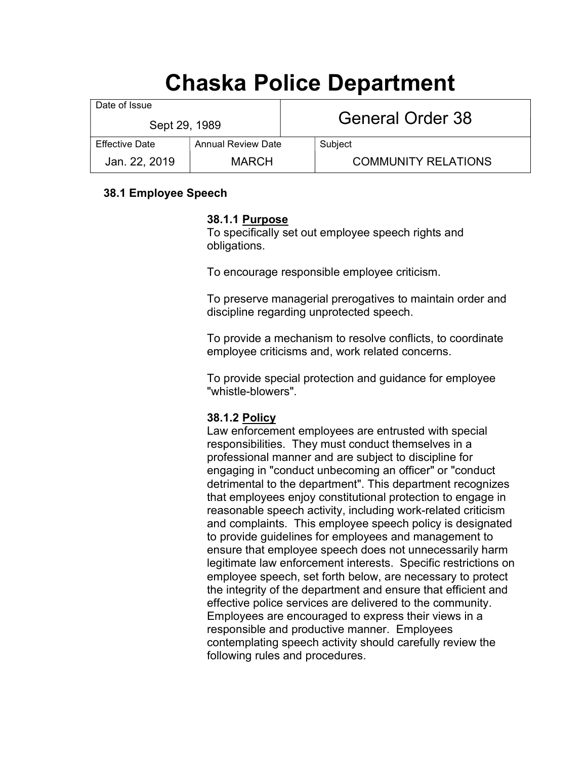# Chaska Police Department

| Date of Issue | | General Order 38 |
|---|---|---|
| Sept 29, 1989 | | |
| Effective Date | Annual Review Date | Subject |
| Jan. 22, 2019 | MARCH | COMMUNITY RELATIONS |

## 38.1 Employee Speech

### 38.1.1 Purpose

To specifically set out employee speech rights and obligations.

To encourage responsible employee criticism.

To preserve managerial prerogatives to maintain order and discipline regarding unprotected speech.

To provide a mechanism to resolve conflicts, to coordinate employee criticisms and, work related concerns.

To provide special protection and guidance for employee "whistle-blowers".

### 38.1.2 Policy

Law enforcement employees are entrusted with special responsibilities. They must conduct themselves in a professional manner and are subject to discipline for engaging in "conduct unbecoming an officer" or "conduct detrimental to the department". This department recognizes that employees enjoy constitutional protection to engage in reasonable speech activity, including work-related criticism and complaints. This employee speech policy is designated to provide guidelines for employees and management to ensure that employee speech does not unnecessarily harm legitimate law enforcement interests. Specific restrictions on employee speech, set forth below, are necessary to protect the integrity of the department and ensure that efficient and effective police services are delivered to the community. Employees are encouraged to express their views in a responsible and productive manner. Employees contemplating speech activity should carefully review the following rules and procedures.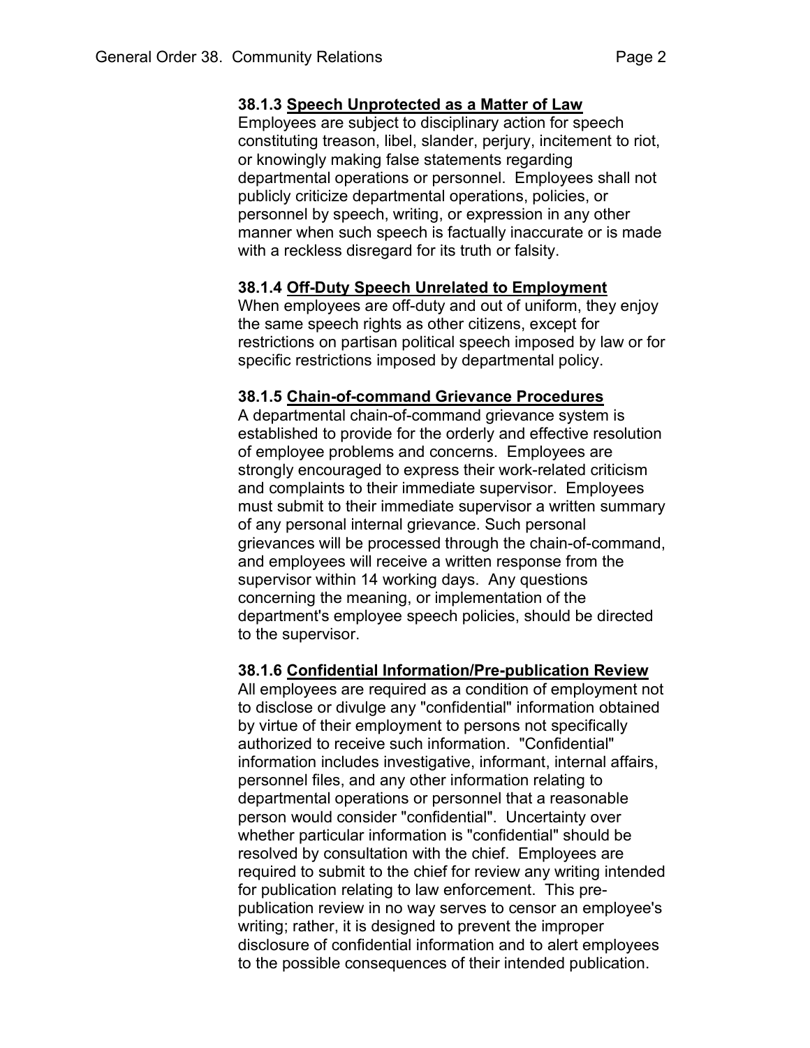### 38.1.3 Speech Unprotected as a Matter of Law

Employees are subject to disciplinary action for speech constituting treason, libel, slander, perjury, incitement to riot, or knowingly making false statements regarding departmental operations or personnel. Employees shall not publicly criticize departmental operations, policies, or personnel by speech, writing, or expression in any other manner when such speech is factually inaccurate or is made with a reckless disregard for its truth or falsity.

### 38.1.4 Off-Duty Speech Unrelated to Employment

When employees are off-duty and out of uniform, they enjoy the same speech rights as other citizens, except for restrictions on partisan political speech imposed by law or for specific restrictions imposed by departmental policy.

### 38.1.5 Chain-of-command Grievance Procedures

A departmental chain-of-command grievance system is established to provide for the orderly and effective resolution of employee problems and concerns. Employees are strongly encouraged to express their work-related criticism and complaints to their immediate supervisor. Employees must submit to their immediate supervisor a written summary of any personal internal grievance. Such personal grievances will be processed through the chain-of-command, and employees will receive a written response from the supervisor within 14 working days. Any questions concerning the meaning, or implementation of the department's employee speech policies, should be directed to the supervisor.

### 38.1.6 Confidential Information/Pre-publication Review

All employees are required as a condition of employment not to disclose or divulge any "confidential" information obtained by virtue of their employment to persons not specifically authorized to receive such information. "Confidential" information includes investigative, informant, internal affairs, personnel files, and any other information relating to departmental operations or personnel that a reasonable person would consider "confidential". Uncertainty over whether particular information is "confidential" should be resolved by consultation with the chief. Employees are required to submit to the chief for review any writing intended for publication relating to law enforcement. This pre-publication review in no way serves to censor an employee's writing; rather, it is designed to prevent the improper disclosure of confidential information and to alert employees to the possible consequences of their intended publication.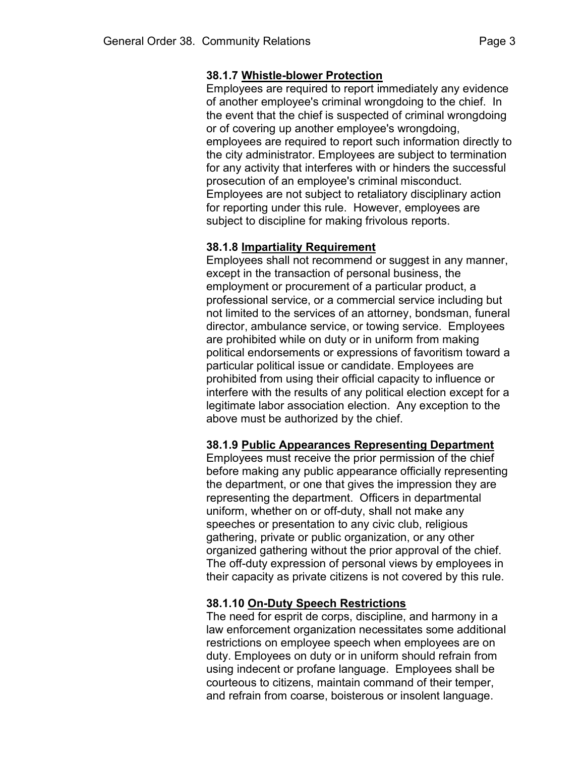### 38.1.7 Whistle-blower Protection

Employees are required to report immediately any evidence of another employee's criminal wrongdoing to the chief. In the event that the chief is suspected of criminal wrongdoing or of covering up another employee's wrongdoing, employees are required to report such information directly to the city administrator. Employees are subject to termination for any activity that interferes with or hinders the successful prosecution of an employee's criminal misconduct. Employees are not subject to retaliatory disciplinary action for reporting under this rule. However, employees are subject to discipline for making frivolous reports.

### 38.1.8 Impartiality Requirement

Employees shall not recommend or suggest in any manner, except in the transaction of personal business, the employment or procurement of a particular product, a professional service, or a commercial service including but not limited to the services of an attorney, bondsman, funeral director, ambulance service, or towing service. Employees are prohibited while on duty or in uniform from making political endorsements or expressions of favoritism toward a particular political issue or candidate. Employees are prohibited from using their official capacity to influence or interfere with the results of any political election except for a legitimate labor association election. Any exception to the above must be authorized by the chief.

### 38.1.9 Public Appearances Representing Department

Employees must receive the prior permission of the chief before making any public appearance officially representing the department, or one that gives the impression they are representing the department. Officers in departmental uniform, whether on or off-duty, shall not make any speeches or presentation to any civic club, religious gathering, private or public organization, or any other organized gathering without the prior approval of the chief. The off-duty expression of personal views by employees in their capacity as private citizens is not covered by this rule.

### 38.1.10 On-Duty Speech Restrictions

The need for esprit de corps, discipline, and harmony in a law enforcement organization necessitates some additional restrictions on employee speech when employees are on duty. Employees on duty or in uniform should refrain from using indecent or profane language. Employees shall be courteous to citizens, maintain command of their temper, and refrain from coarse, boisterous or insolent language.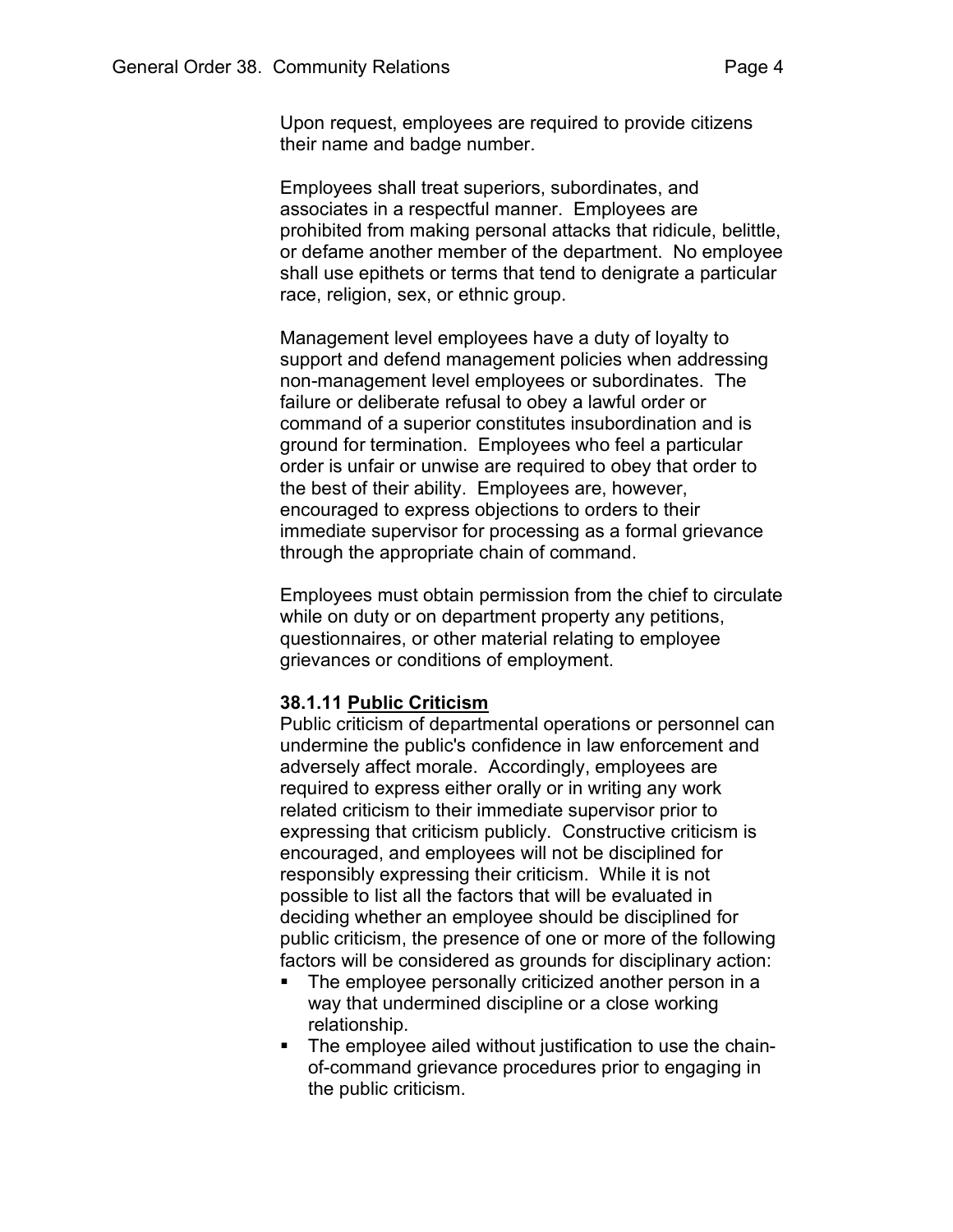Upon request, employees are required to provide citizens their name and badge number.

Employees shall treat superiors, subordinates, and associates in a respectful manner. Employees are prohibited from making personal attacks that ridicule, belittle, or defame another member of the department. No employee shall use epithets or terms that tend to denigrate a particular race, religion, sex, or ethnic group.

Management level employees have a duty of loyalty to support and defend management policies when addressing non-management level employees or subordinates. The failure or deliberate refusal to obey a lawful order or command of a superior constitutes insubordination and is ground for termination. Employees who feel a particular order is unfair or unwise are required to obey that order to the best of their ability. Employees are, however, encouraged to express objections to orders to their immediate supervisor for processing as a formal grievance through the appropriate chain of command.

Employees must obtain permission from the chief to circulate while on duty or on department property any petitions, questionnaires, or other material relating to employee grievances or conditions of employment.

**38.1.11 <u>Public Criticism</u>**
Public criticism of departmental operations or personnel can undermine the public's confidence in law enforcement and adversely affect morale. Accordingly, employees are required to express either orally or in writing any work related criticism to their immediate supervisor prior to expressing that criticism publicly. Constructive criticism is encouraged, and employees will not be disciplined for responsibly expressing their criticism. While it is not possible to list all the factors that will be evaluated in deciding whether an employee should be disciplined for public criticism, the presence of one or more of the following factors will be considered as grounds for disciplinary action:

- The employee personally criticized another person in a way that undermined discipline or a close working relationship.
- The employee ailed without justification to use the chain-of-command grievance procedures prior to engaging in the public criticism.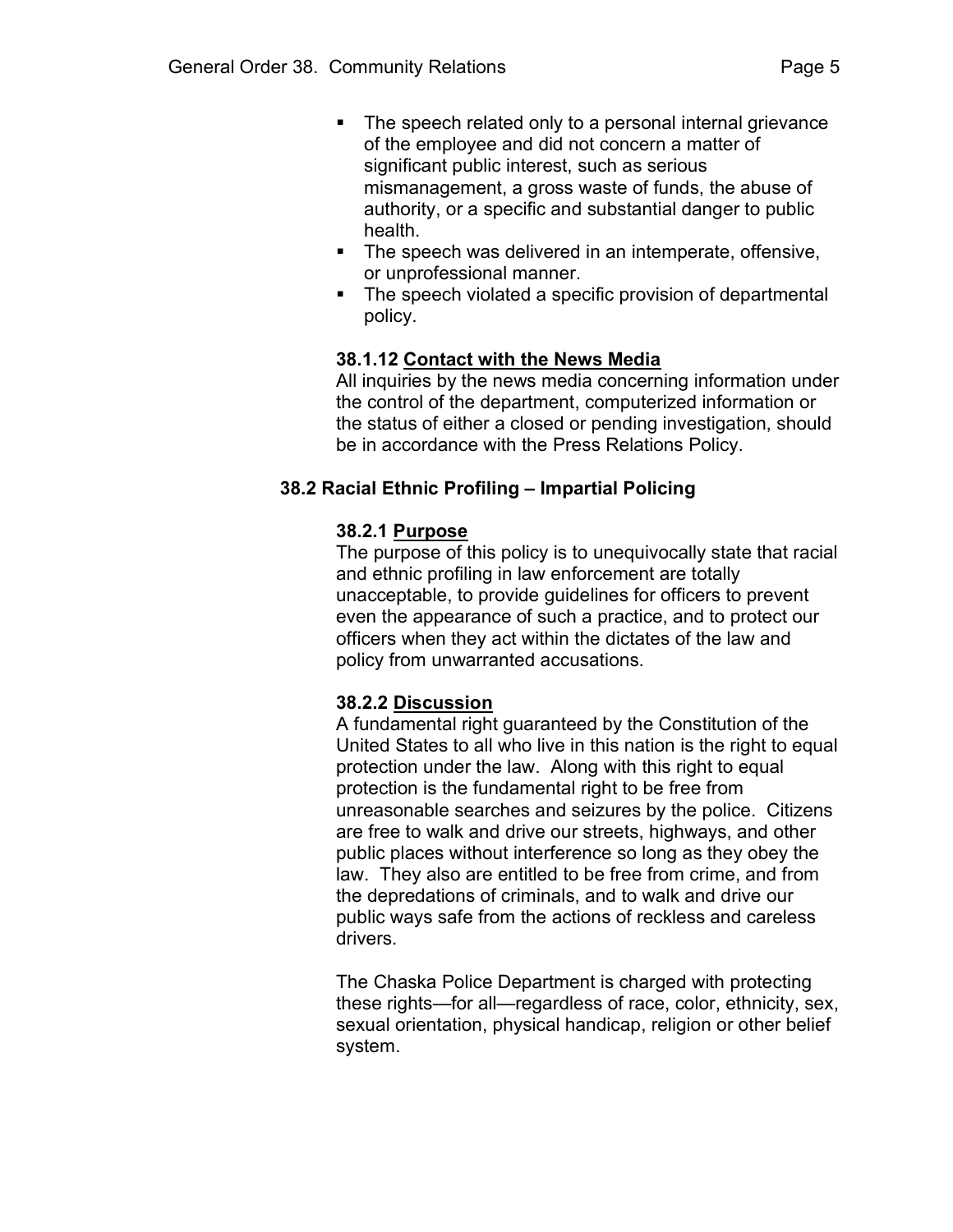- The speech related only to a personal internal grievance of the employee and did not concern a matter of significant public interest, such as serious mismanagement, a gross waste of funds, the abuse of authority, or a specific and substantial danger to public health.
- The speech was delivered in an intemperate, offensive, or unprofessional manner.
- The speech violated a specific provision of departmental policy.

#### 38.1.12 Contact with the News Media

All inquiries by the news media concerning information under the control of the department, computerized information or the status of either a closed or pending investigation, should be in accordance with the Press Relations Policy.

### 38.2 Racial Ethnic Profiling – Impartial Policing

#### 38.2.1 Purpose

The purpose of this policy is to unequivocally state that racial and ethnic profiling in law enforcement are totally unacceptable, to provide guidelines for officers to prevent even the appearance of such a practice, and to protect our officers when they act within the dictates of the law and policy from unwarranted accusations.

#### 38.2.2 Discussion

A fundamental right guaranteed by the Constitution of the United States to all who live in this nation is the right to equal protection under the law. Along with this right to equal protection is the fundamental right to be free from unreasonable searches and seizures by the police. Citizens are free to walk and drive our streets, highways, and other public places without interference so long as they obey the law. They also are entitled to be free from crime, and from the depredations of criminals, and to walk and drive our public ways safe from the actions of reckless and careless drivers.

The Chaska Police Department is charged with protecting these rights—for all—regardless of race, color, ethnicity, sex, sexual orientation, physical handicap, religion or other belief system.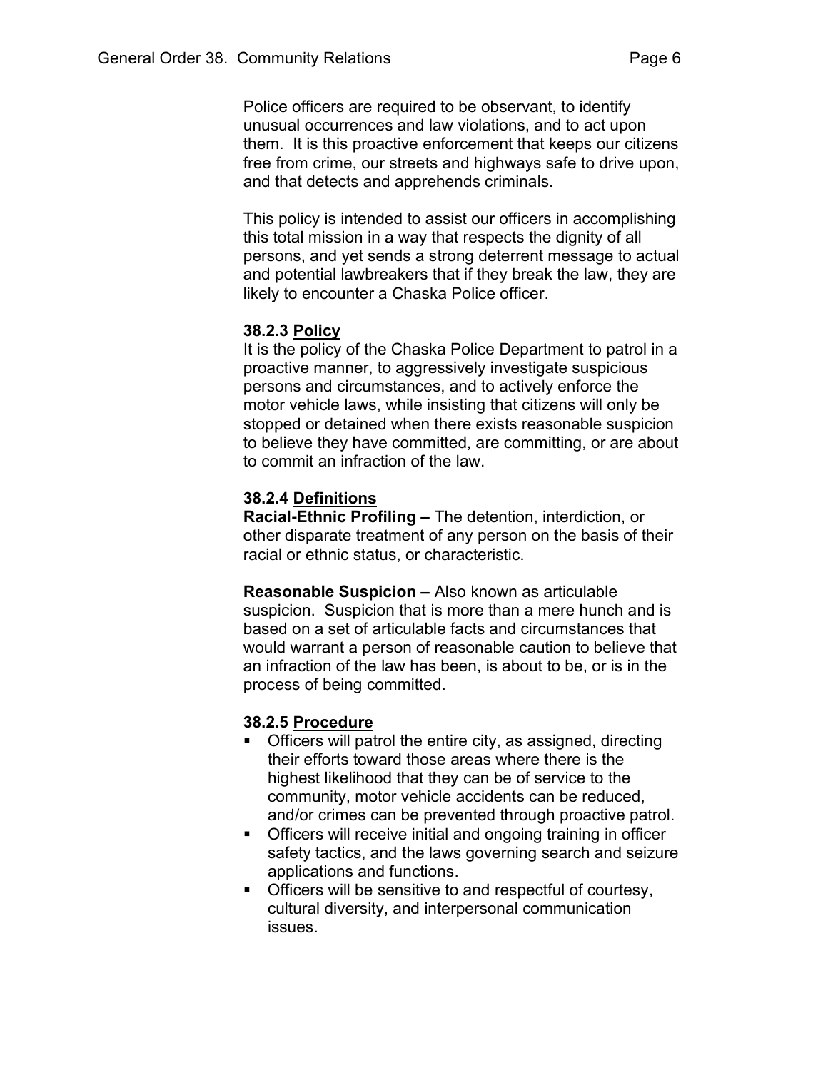Police officers are required to be observant, to identify unusual occurrences and law violations, and to act upon them. It is this proactive enforcement that keeps our citizens free from crime, our streets and highways safe to drive upon, and that detects and apprehends criminals.

This policy is intended to assist our officers in accomplishing this total mission in a way that respects the dignity of all persons, and yet sends a strong deterrent message to actual and potential lawbreakers that if they break the law, they are likely to encounter a Chaska Police officer.

### 38.2.3 Policy

It is the policy of the Chaska Police Department to patrol in a proactive manner, to aggressively investigate suspicious persons and circumstances, and to actively enforce the motor vehicle laws, while insisting that citizens will only be stopped or detained when there exists reasonable suspicion to believe they have committed, are committing, or are about to commit an infraction of the law.

### 38.2.4 Definitions

**Racial-Ethnic Profiling –** The detention, interdiction, or other disparate treatment of any person on the basis of their racial or ethnic status, or characteristic.

**Reasonable Suspicion –** Also known as articulable suspicion. Suspicion that is more than a mere hunch and is based on a set of articulable facts and circumstances that would warrant a person of reasonable caution to believe that an infraction of the law has been, is about to be, or is in the process of being committed.

### 38.2.5 Procedure

- Officers will patrol the entire city, as assigned, directing their efforts toward those areas where there is the highest likelihood that they can be of service to the community, motor vehicle accidents can be reduced, and/or crimes can be prevented through proactive patrol.
- Officers will receive initial and ongoing training in officer safety tactics, and the laws governing search and seizure applications and functions.
- Officers will be sensitive to and respectful of courtesy, cultural diversity, and interpersonal communication issues.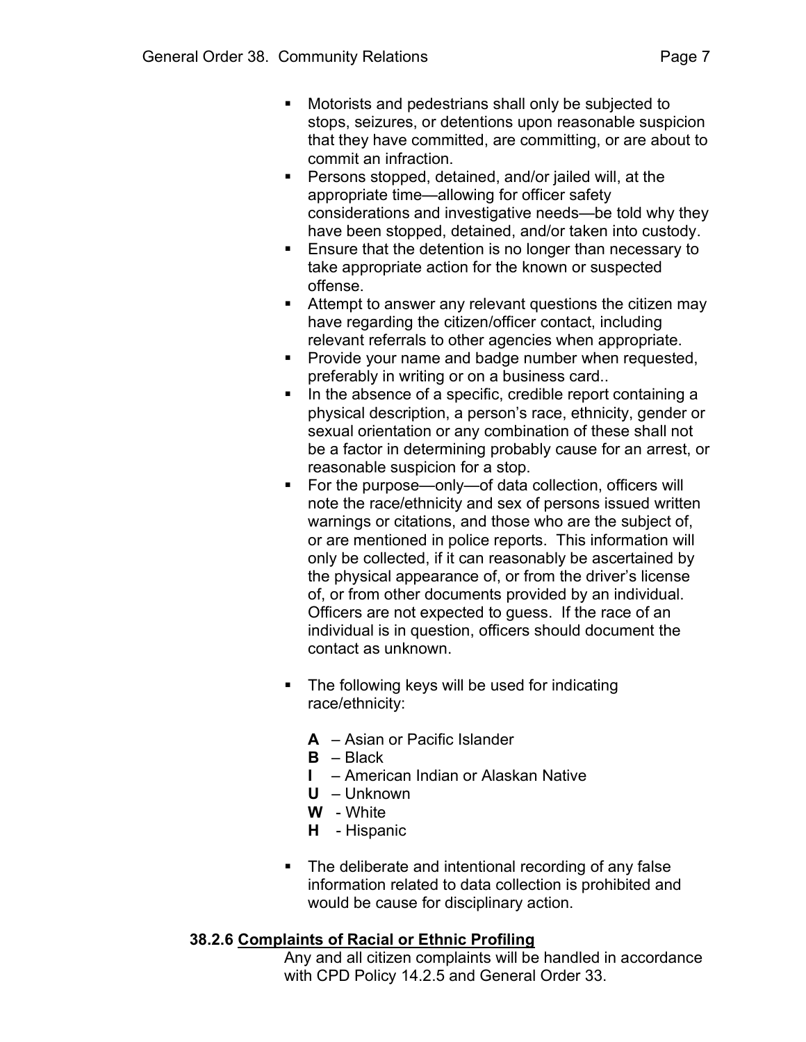- Motorists and pedestrians shall only be subjected to stops, seizures, or detentions upon reasonable suspicion that they have committed, are committing, or are about to commit an infraction.
- Persons stopped, detained, and/or jailed will, at the appropriate time—allowing for officer safety considerations and investigative needs—be told why they have been stopped, detained, and/or taken into custody.
- Ensure that the detention is no longer than necessary to take appropriate action for the known or suspected offense.
- Attempt to answer any relevant questions the citizen may have regarding the citizen/officer contact, including relevant referrals to other agencies when appropriate.
- Provide your name and badge number when requested, preferably in writing or on a business card..
- In the absence of a specific, credible report containing a physical description, a person's race, ethnicity, gender or sexual orientation or any combination of these shall not be a factor in determining probably cause for an arrest, or reasonable suspicion for a stop.
- For the purpose—only—of data collection, officers will note the race/ethnicity and sex of persons issued written warnings or citations, and those who are the subject of, or are mentioned in police reports. This information will only be collected, if it can reasonably be ascertained by the physical appearance of, or from the driver's license of, or from other documents provided by an individual. Officers are not expected to guess. If the race of an individual is in question, officers should document the contact as unknown.

- The following keys will be used for indicating race/ethnicity:

  **A** – Asian or Pacific Islander
  **B** – Black
  **I** – American Indian or Alaskan Native
  **U** – Unknown
  **W** - White
  **H** - Hispanic

- The deliberate and intentional recording of any false information related to data collection is prohibited and would be cause for disciplinary action.

**38.2.6 Complaints of Racial or Ethnic Profiling**

Any and all citizen complaints will be handled in accordance with CPD Policy 14.2.5 and General Order 33.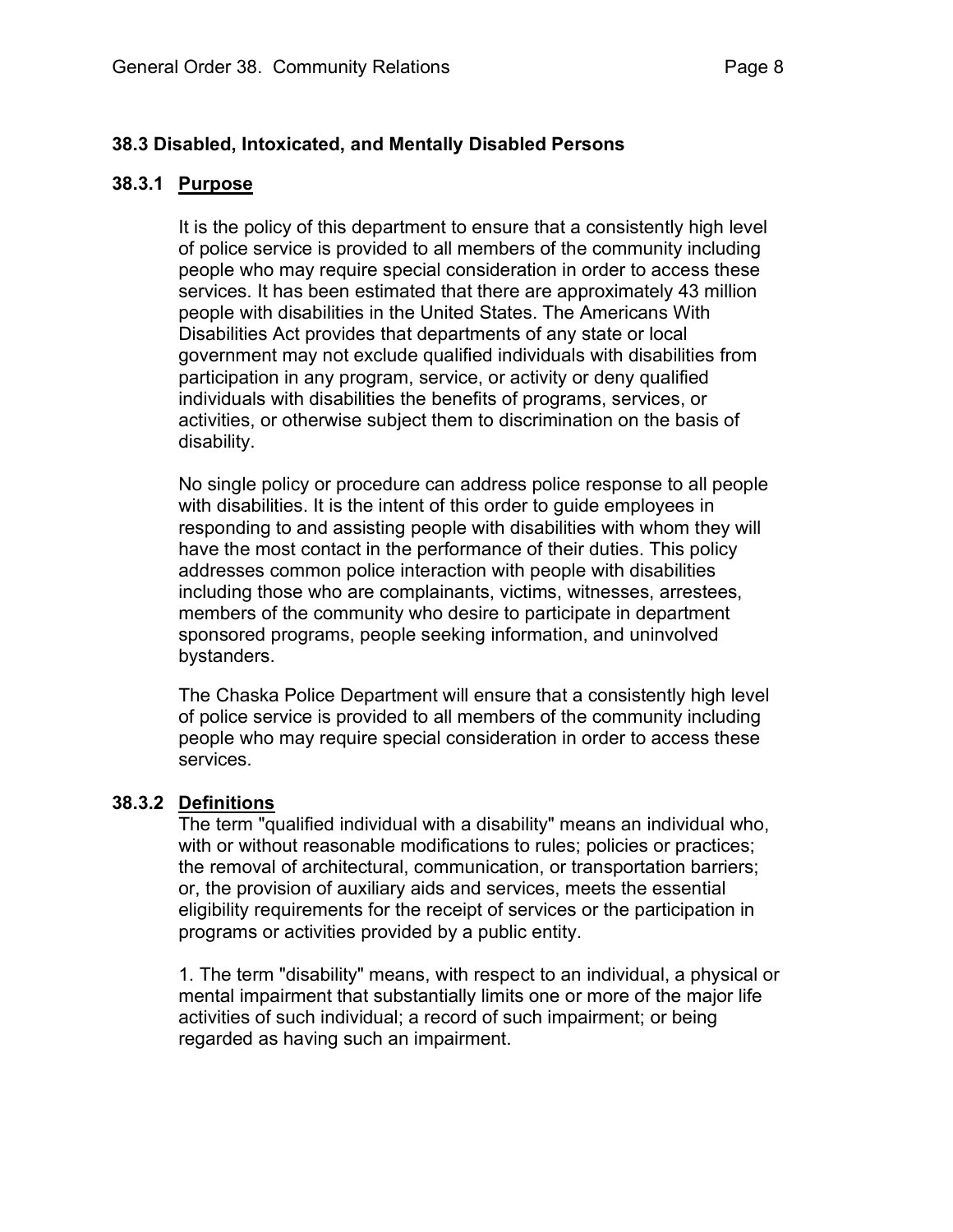## 38.3 Disabled, Intoxicated, and Mentally Disabled Persons

### 38.3.1 Purpose

It is the policy of this department to ensure that a consistently high level of police service is provided to all members of the community including people who may require special consideration in order to access these services. It has been estimated that there are approximately 43 million people with disabilities in the United States. The Americans With Disabilities Act provides that departments of any state or local government may not exclude qualified individuals with disabilities from participation in any program, service, or activity or deny qualified individuals with disabilities the benefits of programs, services, or activities, or otherwise subject them to discrimination on the basis of disability.

No single policy or procedure can address police response to all people with disabilities. It is the intent of this order to guide employees in responding to and assisting people with disabilities with whom they will have the most contact in the performance of their duties. This policy addresses common police interaction with people with disabilities including those who are complainants, victims, witnesses, arrestees, members of the community who desire to participate in department sponsored programs, people seeking information, and uninvolved bystanders.

The Chaska Police Department will ensure that a consistently high level of police service is provided to all members of the community including people who may require special consideration in order to access these services.

### 38.3.2 Definitions

The term "qualified individual with a disability" means an individual who, with or without reasonable modifications to rules; policies or practices; the removal of architectural, communication, or transportation barriers; or, the provision of auxiliary aids and services, meets the essential eligibility requirements for the receipt of services or the participation in programs or activities provided by a public entity.

1. The term "disability" means, with respect to an individual, a physical or mental impairment that substantially limits one or more of the major life activities of such individual; a record of such impairment; or being regarded as having such an impairment.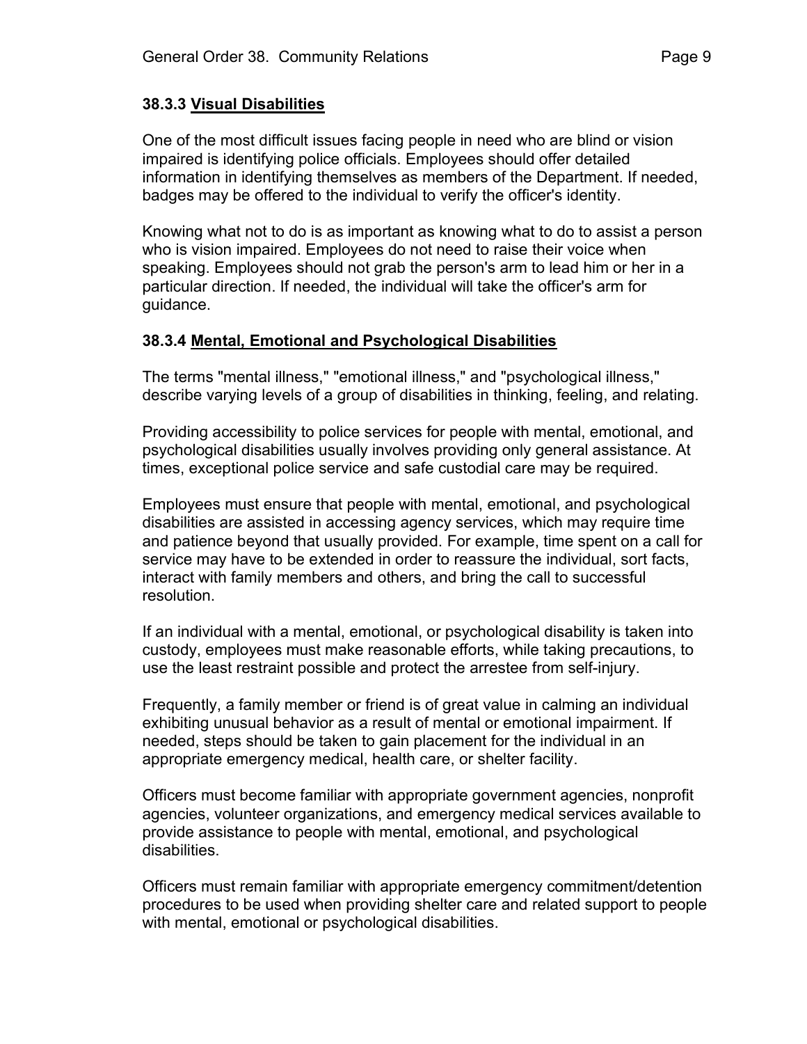### 38.3.3 Visual Disabilities

One of the most difficult issues facing people in need who are blind or vision impaired is identifying police officials. Employees should offer detailed information in identifying themselves as members of the Department. If needed, badges may be offered to the individual to verify the officer's identity.

Knowing what not to do is as important as knowing what to do to assist a person who is vision impaired. Employees do not need to raise their voice when speaking. Employees should not grab the person's arm to lead him or her in a particular direction. If needed, the individual will take the officer's arm for guidance.

### 38.3.4 Mental, Emotional and Psychological Disabilities

The terms "mental illness," "emotional illness," and "psychological illness," describe varying levels of a group of disabilities in thinking, feeling, and relating.

Providing accessibility to police services for people with mental, emotional, and psychological disabilities usually involves providing only general assistance. At times, exceptional police service and safe custodial care may be required.

Employees must ensure that people with mental, emotional, and psychological disabilities are assisted in accessing agency services, which may require time and patience beyond that usually provided. For example, time spent on a call for service may have to be extended in order to reassure the individual, sort facts, interact with family members and others, and bring the call to successful resolution.

If an individual with a mental, emotional, or psychological disability is taken into custody, employees must make reasonable efforts, while taking precautions, to use the least restraint possible and protect the arrestee from self-injury.

Frequently, a family member or friend is of great value in calming an individual exhibiting unusual behavior as a result of mental or emotional impairment. If needed, steps should be taken to gain placement for the individual in an appropriate emergency medical, health care, or shelter facility.

Officers must become familiar with appropriate government agencies, nonprofit agencies, volunteer organizations, and emergency medical services available to provide assistance to people with mental, emotional, and psychological disabilities.

Officers must remain familiar with appropriate emergency commitment/detention procedures to be used when providing shelter care and related support to people with mental, emotional or psychological disabilities.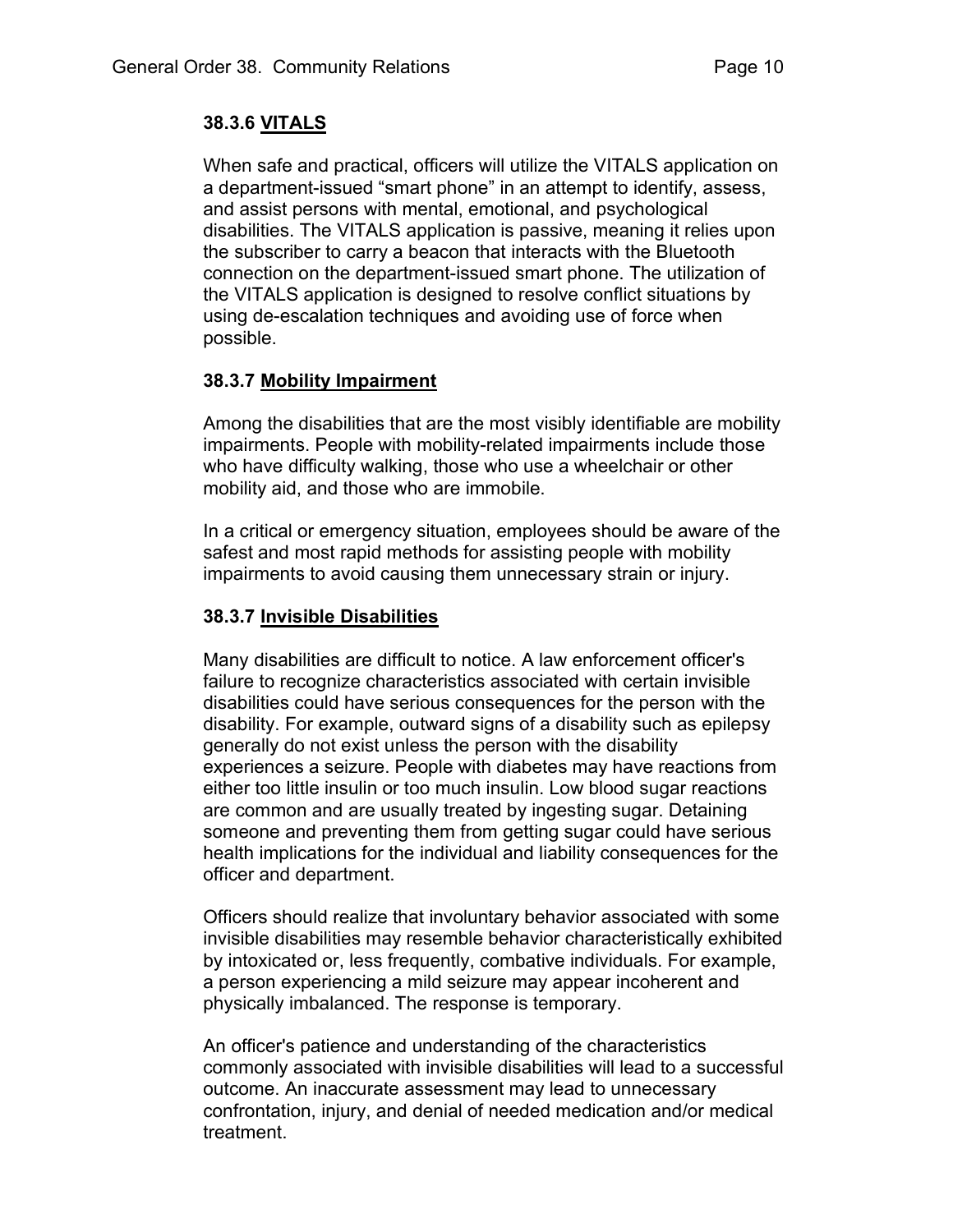### 38.3.6 VITALS

When safe and practical, officers will utilize the VITALS application on a department-issued “smart phone” in an attempt to identify, assess, and assist persons with mental, emotional, and psychological disabilities. The VITALS application is passive, meaning it relies upon the subscriber to carry a beacon that interacts with the Bluetooth connection on the department-issued smart phone. The utilization of the VITALS application is designed to resolve conflict situations by using de-escalation techniques and avoiding use of force when possible.

### 38.3.7 Mobility Impairment

Among the disabilities that are the most visibly identifiable are mobility impairments. People with mobility-related impairments include those who have difficulty walking, those who use a wheelchair or other mobility aid, and those who are immobile.

In a critical or emergency situation, employees should be aware of the safest and most rapid methods for assisting people with mobility impairments to avoid causing them unnecessary strain or injury.

### 38.3.7 Invisible Disabilities

Many disabilities are difficult to notice. A law enforcement officer's failure to recognize characteristics associated with certain invisible disabilities could have serious consequences for the person with the disability. For example, outward signs of a disability such as epilepsy generally do not exist unless the person with the disability experiences a seizure. People with diabetes may have reactions from either too little insulin or too much insulin. Low blood sugar reactions are common and are usually treated by ingesting sugar. Detaining someone and preventing them from getting sugar could have serious health implications for the individual and liability consequences for the officer and department.

Officers should realize that involuntary behavior associated with some invisible disabilities may resemble behavior characteristically exhibited by intoxicated or, less frequently, combative individuals. For example, a person experiencing a mild seizure may appear incoherent and physically imbalanced. The response is temporary.

An officer's patience and understanding of the characteristics commonly associated with invisible disabilities will lead to a successful outcome. An inaccurate assessment may lead to unnecessary confrontation, injury, and denial of needed medication and/or medical treatment.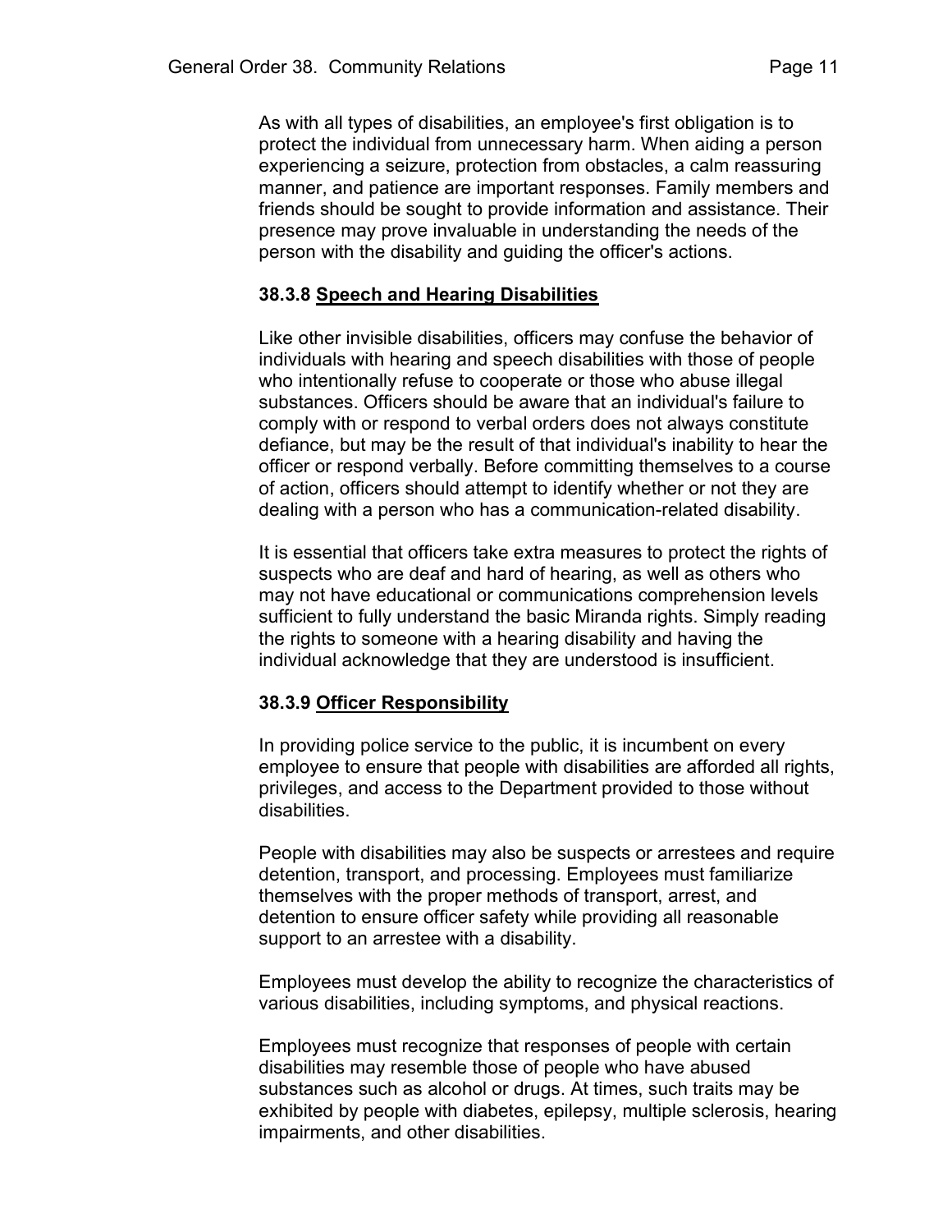As with all types of disabilities, an employee's first obligation is to protect the individual from unnecessary harm. When aiding a person experiencing a seizure, protection from obstacles, a calm reassuring manner, and patience are important responses. Family members and friends should be sought to provide information and assistance. Their presence may prove invaluable in understanding the needs of the person with the disability and guiding the officer's actions.

### 38.3.8 Speech and Hearing Disabilities

Like other invisible disabilities, officers may confuse the behavior of individuals with hearing and speech disabilities with those of people who intentionally refuse to cooperate or those who abuse illegal substances. Officers should be aware that an individual's failure to comply with or respond to verbal orders does not always constitute defiance, but may be the result of that individual's inability to hear the officer or respond verbally. Before committing themselves to a course of action, officers should attempt to identify whether or not they are dealing with a person who has a communication-related disability.

It is essential that officers take extra measures to protect the rights of suspects who are deaf and hard of hearing, as well as others who may not have educational or communications comprehension levels sufficient to fully understand the basic Miranda rights. Simply reading the rights to someone with a hearing disability and having the individual acknowledge that they are understood is insufficient.

### 38.3.9 Officer Responsibility

In providing police service to the public, it is incumbent on every employee to ensure that people with disabilities are afforded all rights, privileges, and access to the Department provided to those without disabilities.

People with disabilities may also be suspects or arrestees and require detention, transport, and processing. Employees must familiarize themselves with the proper methods of transport, arrest, and detention to ensure officer safety while providing all reasonable support to an arrestee with a disability.

Employees must develop the ability to recognize the characteristics of various disabilities, including symptoms, and physical reactions.

Employees must recognize that responses of people with certain disabilities may resemble those of people who have abused substances such as alcohol or drugs. At times, such traits may be exhibited by people with diabetes, epilepsy, multiple sclerosis, hearing impairments, and other disabilities.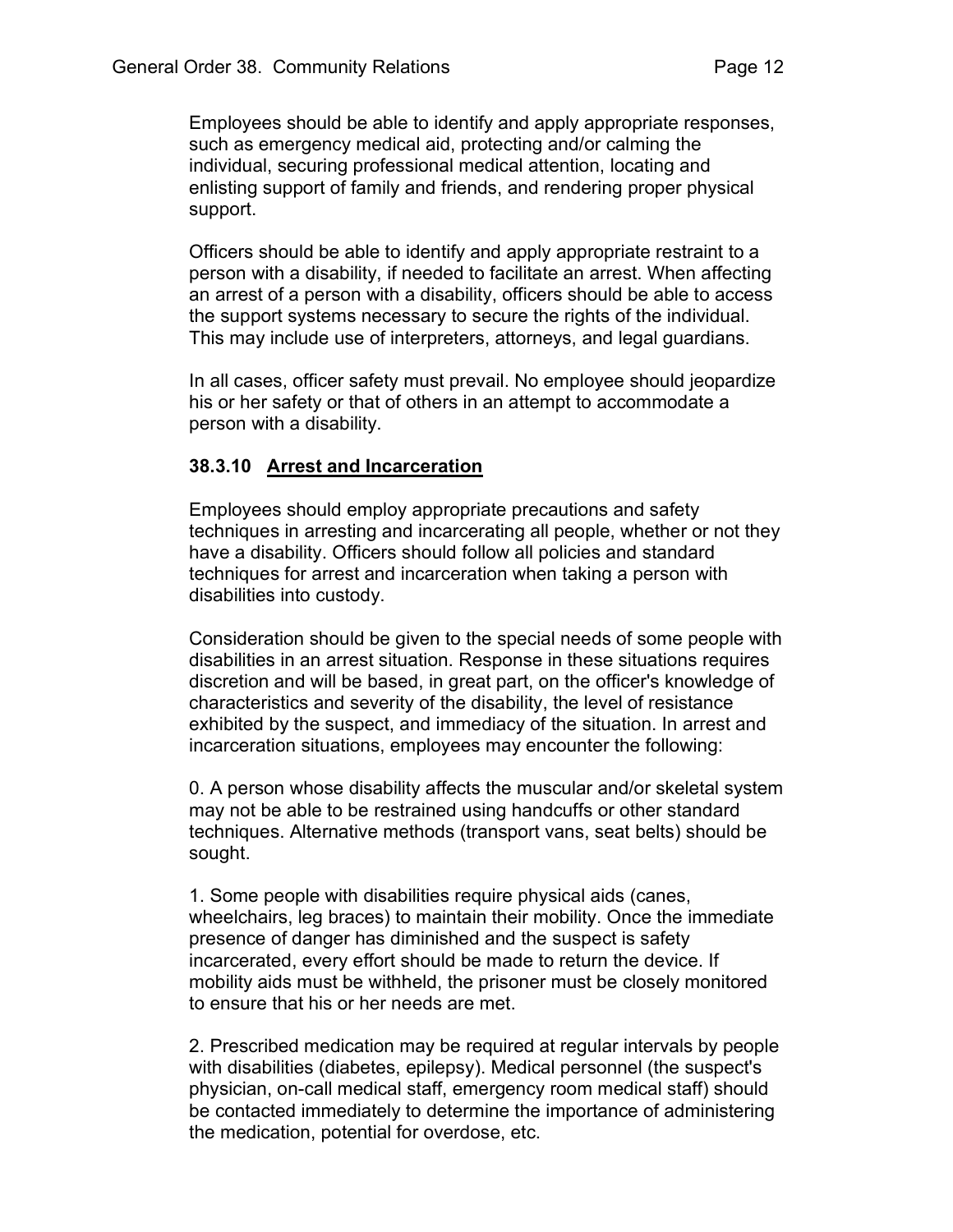Employees should be able to identify and apply appropriate responses, such as emergency medical aid, protecting and/or calming the individual, securing professional medical attention, locating and enlisting support of family and friends, and rendering proper physical support.

Officers should be able to identify and apply appropriate restraint to a person with a disability, if needed to facilitate an arrest. When affecting an arrest of a person with a disability, officers should be able to access the support systems necessary to secure the rights of the individual. This may include use of interpreters, attorneys, and legal guardians.

In all cases, officer safety must prevail. No employee should jeopardize his or her safety or that of others in an attempt to accommodate a person with a disability.

### 38.3.10 Arrest and Incarceration

Employees should employ appropriate precautions and safety techniques in arresting and incarcerating all people, whether or not they have a disability. Officers should follow all policies and standard techniques for arrest and incarceration when taking a person with disabilities into custody.

Consideration should be given to the special needs of some people with disabilities in an arrest situation. Response in these situations requires discretion and will be based, in great part, on the officer's knowledge of characteristics and severity of the disability, the level of resistance exhibited by the suspect, and immediacy of the situation. In arrest and incarceration situations, employees may encounter the following:

0. A person whose disability affects the muscular and/or skeletal system may not be able to be restrained using handcuffs or other standard techniques. Alternative methods (transport vans, seat belts) should be sought.

1. Some people with disabilities require physical aids (canes, wheelchairs, leg braces) to maintain their mobility. Once the immediate presence of danger has diminished and the suspect is safety incarcerated, every effort should be made to return the device. If mobility aids must be withheld, the prisoner must be closely monitored to ensure that his or her needs are met.

2. Prescribed medication may be required at regular intervals by people with disabilities (diabetes, epilepsy). Medical personnel (the suspect's physician, on-call medical staff, emergency room medical staff) should be contacted immediately to determine the importance of administering the medication, potential for overdose, etc.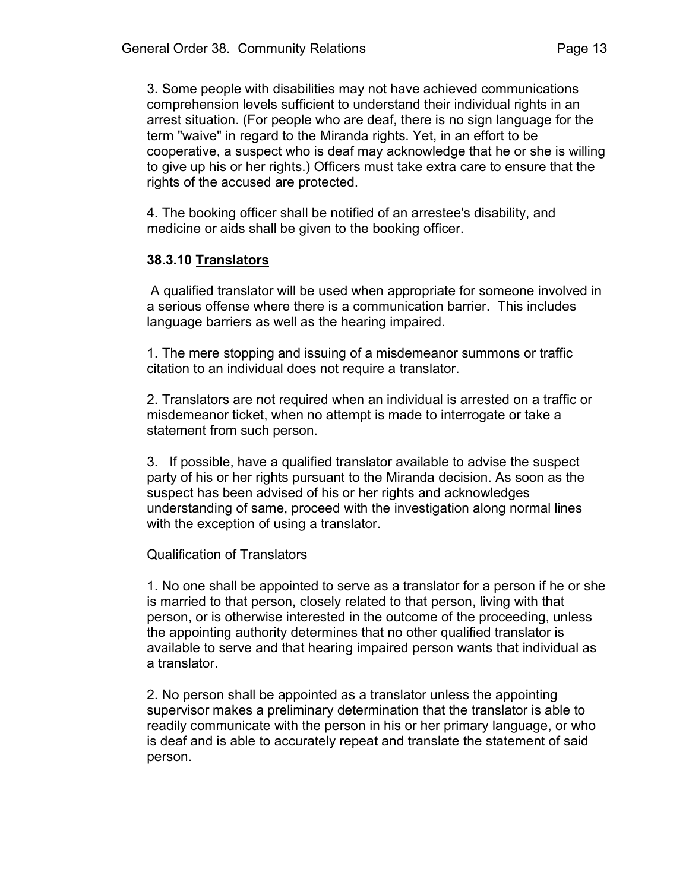3. Some people with disabilities may not have achieved communications comprehension levels sufficient to understand their individual rights in an arrest situation. (For people who are deaf, there is no sign language for the term "waive" in regard to the Miranda rights. Yet, in an effort to be cooperative, a suspect who is deaf may acknowledge that he or she is willing to give up his or her rights.) Officers must take extra care to ensure that the rights of the accused are protected.

4. The booking officer shall be notified of an arrestee's disability, and medicine or aids shall be given to the booking officer.

### 38.3.10 <u>Translators</u>

A qualified translator will be used when appropriate for someone involved in a serious offense where there is a communication barrier. This includes language barriers as well as the hearing impaired.

1. The mere stopping and issuing of a misdemeanor summons or traffic citation to an individual does not require a translator.

2. Translators are not required when an individual is arrested on a traffic or misdemeanor ticket, when no attempt is made to interrogate or take a statement from such person.

3. If possible, have a qualified translator available to advise the suspect party of his or her rights pursuant to the Miranda decision. As soon as the suspect has been advised of his or her rights and acknowledges understanding of same, proceed with the investigation along normal lines with the exception of using a translator.

Qualification of Translators

1. No one shall be appointed to serve as a translator for a person if he or she is married to that person, closely related to that person, living with that person, or is otherwise interested in the outcome of the proceeding, unless the appointing authority determines that no other qualified translator is available to serve and that hearing impaired person wants that individual as a translator.

2. No person shall be appointed as a translator unless the appointing supervisor makes a preliminary determination that the translator is able to readily communicate with the person in his or her primary language, or who is deaf and is able to accurately repeat and translate the statement of said person.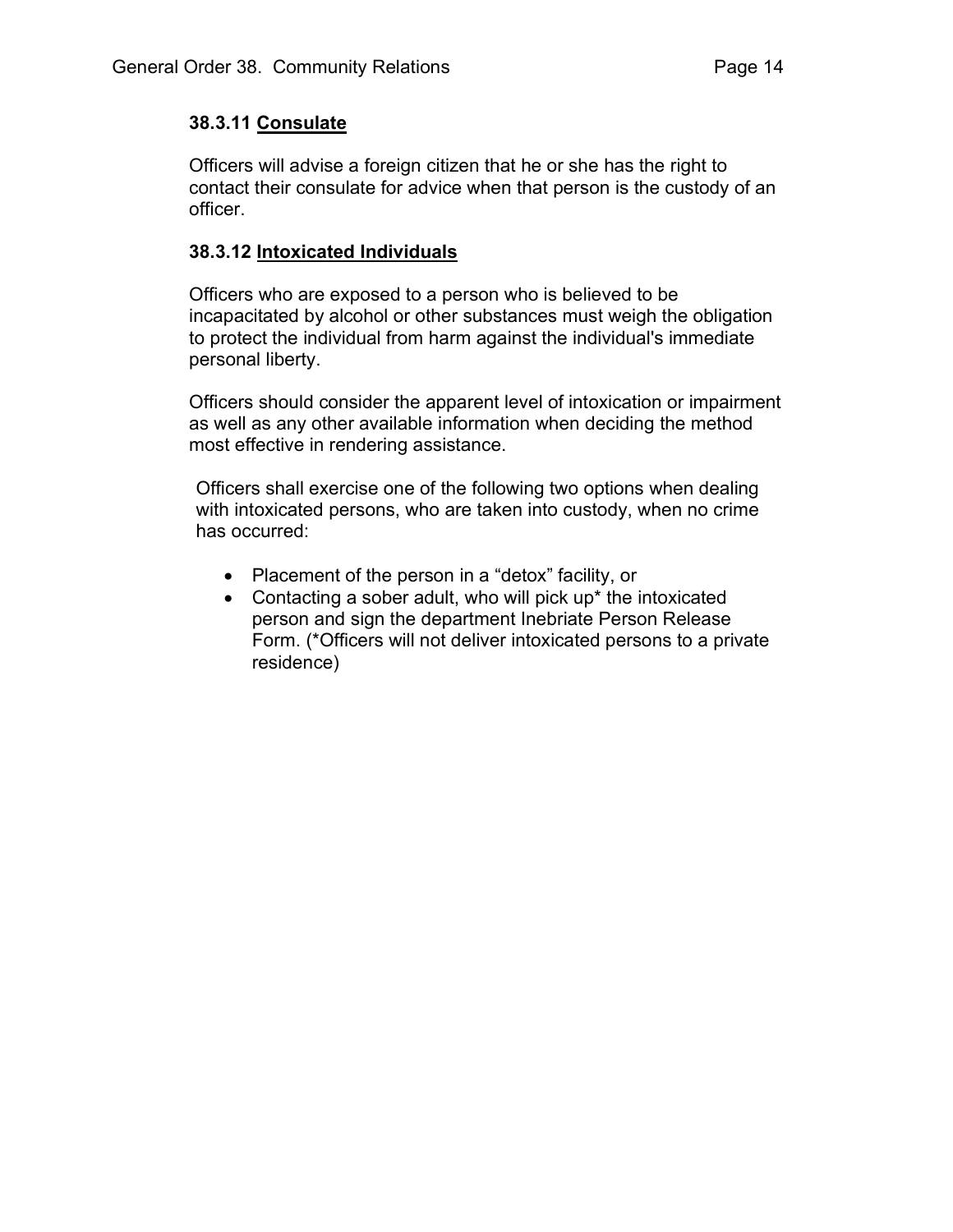### 38.3.11 <u>Consulate</u>

Officers will advise a foreign citizen that he or she has the right to contact their consulate for advice when that person is the custody of an officer.

### 38.3.12 <u>Intoxicated Individuals</u>

Officers who are exposed to a person who is believed to be incapacitated by alcohol or other substances must weigh the obligation to protect the individual from harm against the individual's immediate personal liberty.

Officers should consider the apparent level of intoxication or impairment as well as any other available information when deciding the method most effective in rendering assistance.

Officers shall exercise one of the following two options when dealing with intoxicated persons, who are taken into custody, when no crime has occurred:

- Placement of the person in a "detox" facility, or
- Contacting a sober adult, who will pick up* the intoxicated person and sign the department Inebriate Person Release Form. (*Officers will not deliver intoxicated persons to a private residence)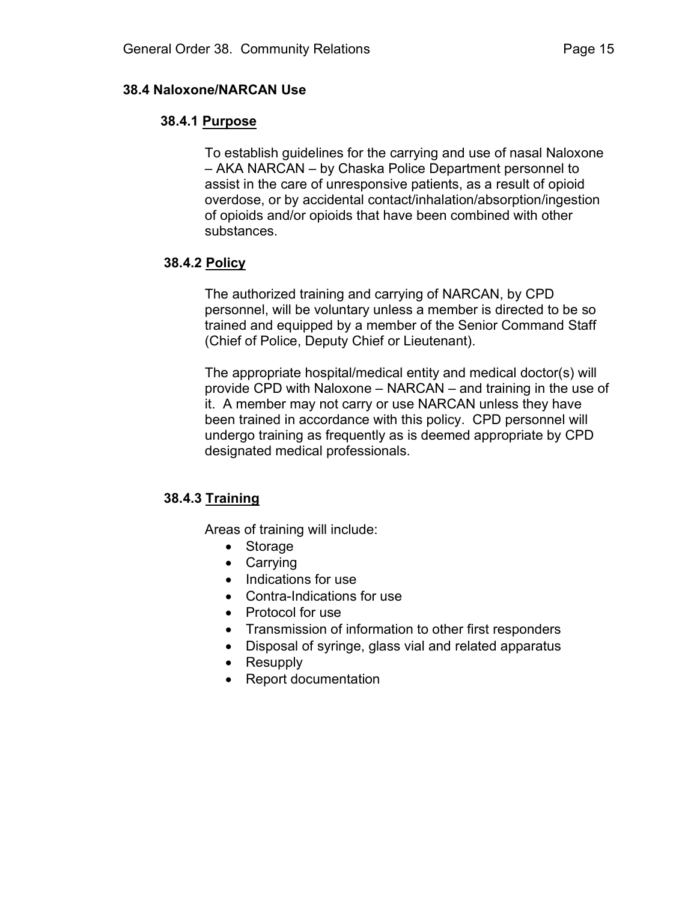## 38.4 Naloxone/NARCAN Use

### 38.4.1 Purpose

To establish guidelines for the carrying and use of nasal Naloxone – AKA NARCAN – by Chaska Police Department personnel to assist in the care of unresponsive patients, as a result of opioid overdose, or by accidental contact/inhalation/absorption/ingestion of opioids and/or opioids that have been combined with other substances.

### 38.4.2 Policy

The authorized training and carrying of NARCAN, by CPD personnel, will be voluntary unless a member is directed to be so trained and equipped by a member of the Senior Command Staff (Chief of Police, Deputy Chief or Lieutenant).

The appropriate hospital/medical entity and medical doctor(s) will provide CPD with Naloxone – NARCAN – and training in the use of it. A member may not carry or use NARCAN unless they have been trained in accordance with this policy. CPD personnel will undergo training as frequently as is deemed appropriate by CPD designated medical professionals.

### 38.4.3 Training

Areas of training will include:

- Storage
- Carrying
- Indications for use
- Contra-Indications for use
- Protocol for use
- Transmission of information to other first responders
- Disposal of syringe, glass vial and related apparatus
- Resupply
- Report documentation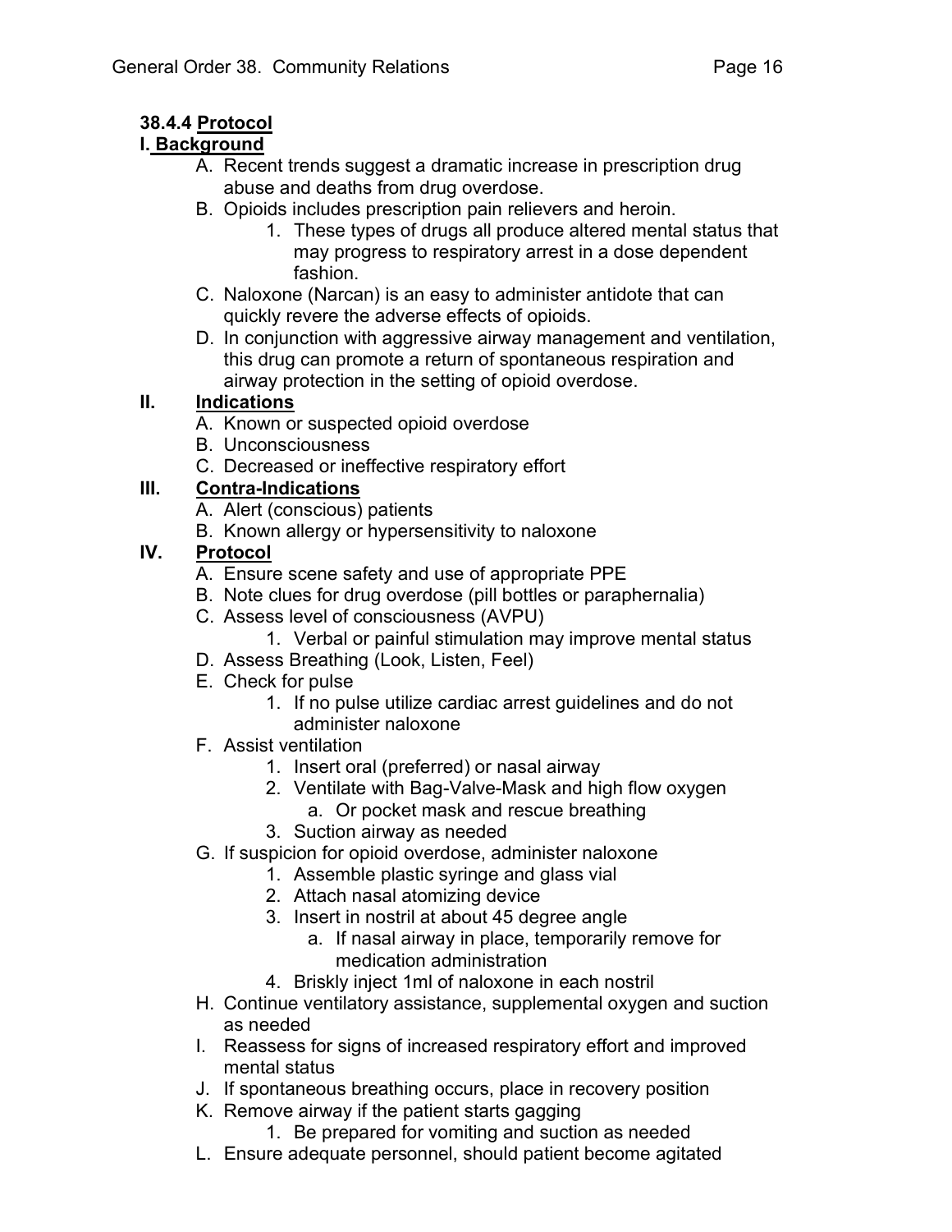### 38.4.4 Protocol

#### I. Background

A. Recent trends suggest a dramatic increase in prescription drug abuse and deaths from drug overdose.

B. Opioids includes prescription pain relievers and heroin.
   1. These types of drugs all produce altered mental status that may progress to respiratory arrest in a dose dependent fashion.

C. Naloxone (Narcan) is an easy to administer antidote that can quickly revere the adverse effects of opioids.

D. In conjunction with aggressive airway management and ventilation, this drug can promote a return of spontaneous respiration and airway protection in the setting of opioid overdose.

#### II. Indications

A. Known or suspected opioid overdose

B. Unconsciousness

C. Decreased or ineffective respiratory effort

#### III. Contra-Indications

A. Alert (conscious) patients

B. Known allergy or hypersensitivity to naloxone

#### IV. Protocol

A. Ensure scene safety and use of appropriate PPE

B. Note clues for drug overdose (pill bottles or paraphernalia)

C. Assess level of consciousness (AVPU)
   1. Verbal or painful stimulation may improve mental status

D. Assess Breathing (Look, Listen, Feel)

E. Check for pulse
   1. If no pulse utilize cardiac arrest guidelines and do not administer naloxone

F. Assist ventilation
   1. Insert oral (preferred) or nasal airway
   2. Ventilate with Bag-Valve-Mask and high flow oxygen
      a. Or pocket mask and rescue breathing
   3. Suction airway as needed

G. If suspicion for opioid overdose, administer naloxone
   1. Assemble plastic syringe and glass vial
   2. Attach nasal atomizing device
   3. Insert in nostril at about 45 degree angle
      a. If nasal airway in place, temporarily remove for medication administration
   4. Briskly inject 1ml of naloxone in each nostril

H. Continue ventilatory assistance, supplemental oxygen and suction as needed

I. Reassess for signs of increased respiratory effort and improved mental status

J. If spontaneous breathing occurs, place in recovery position

K. Remove airway if the patient starts gagging
   1. Be prepared for vomiting and suction as needed

L. Ensure adequate personnel, should patient become agitated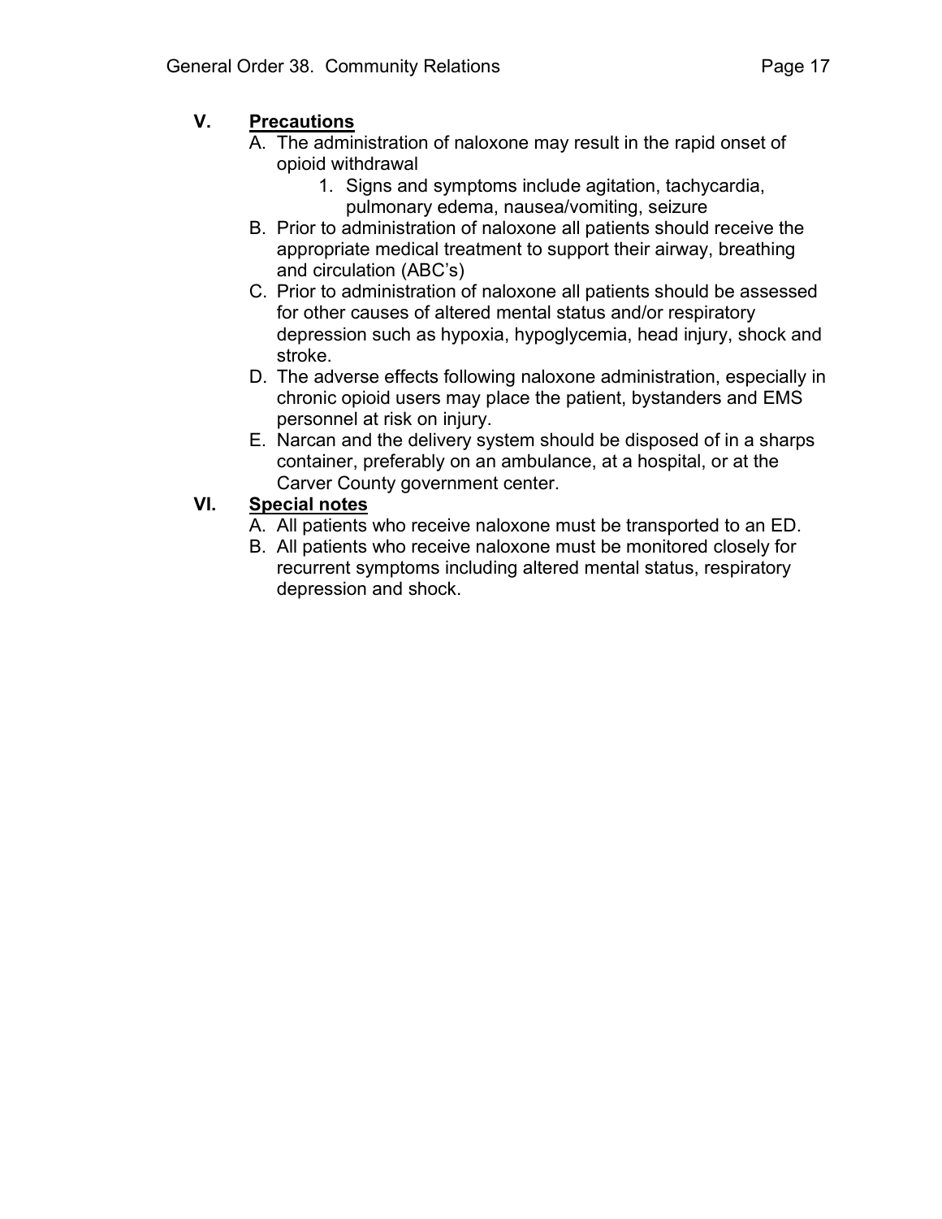## V. Precautions

A. The administration of naloxone may result in the rapid onset of opioid withdrawal
   1. Signs and symptoms include agitation, tachycardia, pulmonary edema, nausea/vomiting, seizure

B. Prior to administration of naloxone all patients should receive the appropriate medical treatment to support their airway, breathing and circulation (ABC's)

C. Prior to administration of naloxone all patients should be assessed for other causes of altered mental status and/or respiratory depression such as hypoxia, hypoglycemia, head injury, shock and stroke.

D. The adverse effects following naloxone administration, especially in chronic opioid users may place the patient, bystanders and EMS personnel at risk on injury.

E. Narcan and the delivery system should be disposed of in a sharps container, preferably on an ambulance, at a hospital, or at the Carver County government center.

## VI. Special notes

A. All patients who receive naloxone must be transported to an ED.

B. All patients who receive naloxone must be monitored closely for recurrent symptoms including altered mental status, respiratory depression and shock.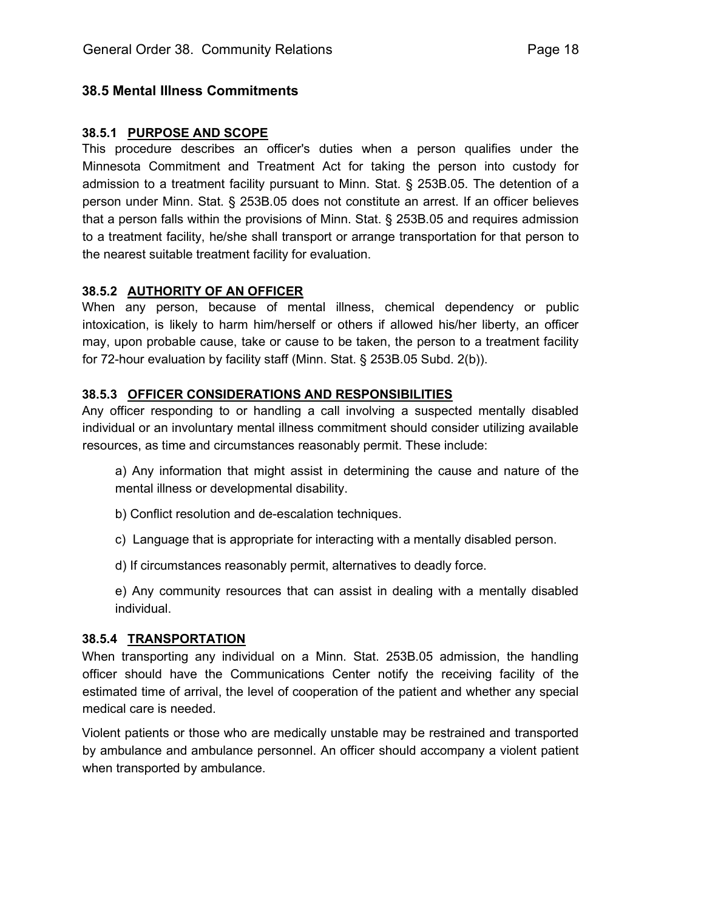## 38.5 Mental Illness Commitments

### 38.5.1 PURPOSE AND SCOPE

This procedure describes an officer's duties when a person qualifies under the Minnesota Commitment and Treatment Act for taking the person into custody for admission to a treatment facility pursuant to Minn. Stat. § 253B.05. The detention of a person under Minn. Stat. § 253B.05 does not constitute an arrest. If an officer believes that a person falls within the provisions of Minn. Stat. § 253B.05 and requires admission to a treatment facility, he/she shall transport or arrange transportation for that person to the nearest suitable treatment facility for evaluation.

### 38.5.2 AUTHORITY OF AN OFFICER

When any person, because of mental illness, chemical dependency or public intoxication, is likely to harm him/herself or others if allowed his/her liberty, an officer may, upon probable cause, take or cause to be taken, the person to a treatment facility for 72-hour evaluation by facility staff (Minn. Stat. § 253B.05 Subd. 2(b)).

### 38.5.3 OFFICER CONSIDERATIONS AND RESPONSIBILITIES

Any officer responding to or handling a call involving a suspected mentally disabled individual or an involuntary mental illness commitment should consider utilizing available resources, as time and circumstances reasonably permit. These include:

a) Any information that might assist in determining the cause and nature of the mental illness or developmental disability.

b) Conflict resolution and de-escalation techniques.

c) Language that is appropriate for interacting with a mentally disabled person.

d) If circumstances reasonably permit, alternatives to deadly force.

e) Any community resources that can assist in dealing with a mentally disabled individual.

### 38.5.4 TRANSPORTATION

When transporting any individual on a Minn. Stat. 253B.05 admission, the handling officer should have the Communications Center notify the receiving facility of the estimated time of arrival, the level of cooperation of the patient and whether any special medical care is needed.

Violent patients or those who are medically unstable may be restrained and transported by ambulance and ambulance personnel. An officer should accompany a violent patient when transported by ambulance.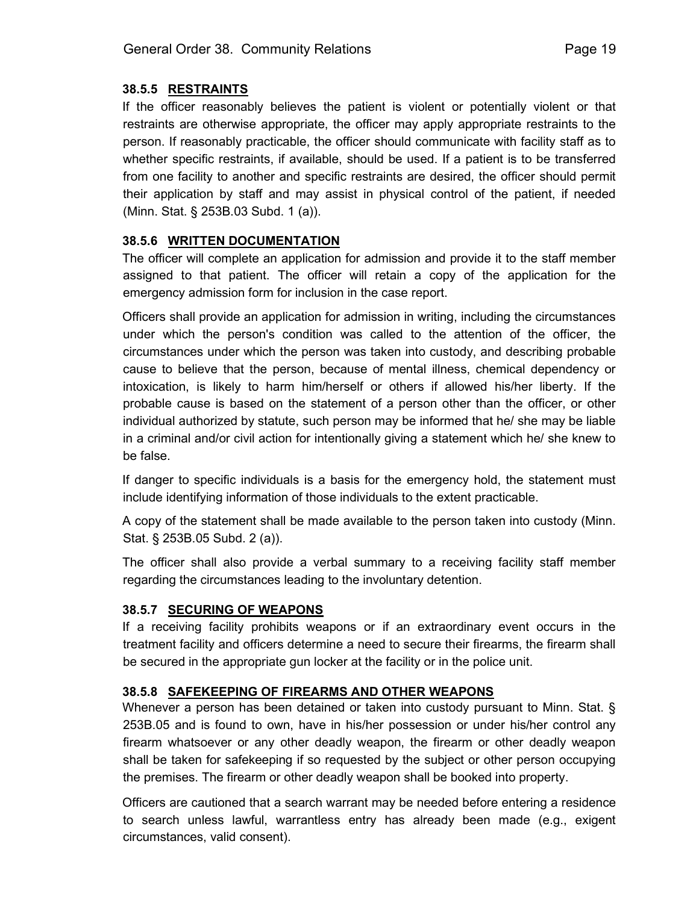### 38.5.5 RESTRAINTS

If the officer reasonably believes the patient is violent or potentially violent or that restraints are otherwise appropriate, the officer may apply appropriate restraints to the person. If reasonably practicable, the officer should communicate with facility staff as to whether specific restraints, if available, should be used. If a patient is to be transferred from one facility to another and specific restraints are desired, the officer should permit their application by staff and may assist in physical control of the patient, if needed (Minn. Stat. § 253B.03 Subd. 1 (a)).

### 38.5.6 WRITTEN DOCUMENTATION

The officer will complete an application for admission and provide it to the staff member assigned to that patient. The officer will retain a copy of the application for the emergency admission form for inclusion in the case report.

Officers shall provide an application for admission in writing, including the circumstances under which the person's condition was called to the attention of the officer, the circumstances under which the person was taken into custody, and describing probable cause to believe that the person, because of mental illness, chemical dependency or intoxication, is likely to harm him/herself or others if allowed his/her liberty. If the probable cause is based on the statement of a person other than the officer, or other individual authorized by statute, such person may be informed that he/ she may be liable in a criminal and/or civil action for intentionally giving a statement which he/ she knew to be false.

If danger to specific individuals is a basis for the emergency hold, the statement must include identifying information of those individuals to the extent practicable.

A copy of the statement shall be made available to the person taken into custody (Minn. Stat. § 253B.05 Subd. 2 (a)).

The officer shall also provide a verbal summary to a receiving facility staff member regarding the circumstances leading to the involuntary detention.

### 38.5.7 SECURING OF WEAPONS

If a receiving facility prohibits weapons or if an extraordinary event occurs in the treatment facility and officers determine a need to secure their firearms, the firearm shall be secured in the appropriate gun locker at the facility or in the police unit.

### 38.5.8 SAFEKEEPING OF FIREARMS AND OTHER WEAPONS

Whenever a person has been detained or taken into custody pursuant to Minn. Stat. § 253B.05 and is found to own, have in his/her possession or under his/her control any firearm whatsoever or any other deadly weapon, the firearm or other deadly weapon shall be taken for safekeeping if so requested by the subject or other person occupying the premises. The firearm or other deadly weapon shall be booked into property.

Officers are cautioned that a search warrant may be needed before entering a residence to search unless lawful, warrantless entry has already been made (e.g., exigent circumstances, valid consent).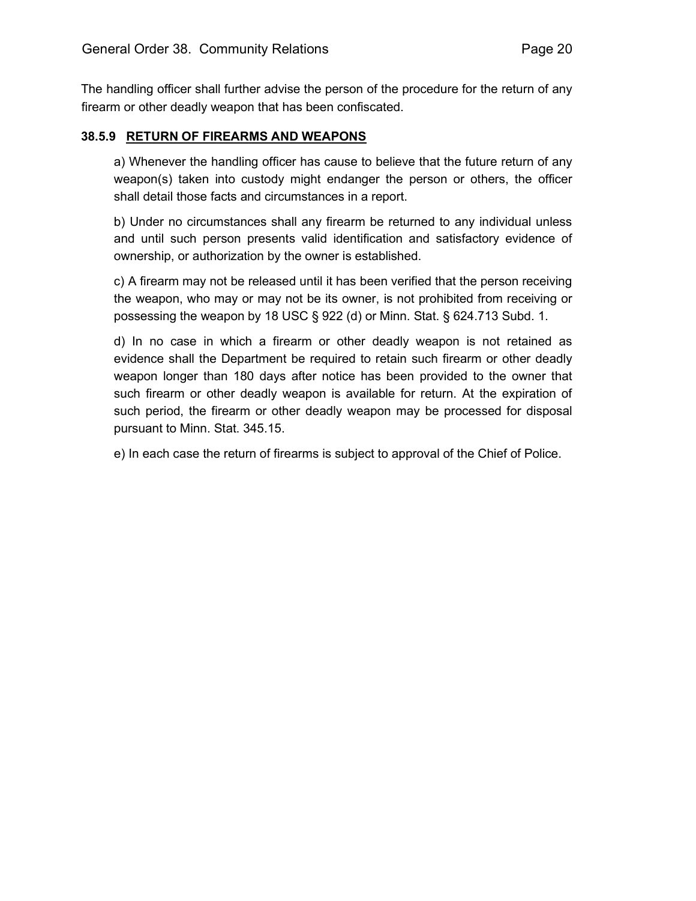The handling officer shall further advise the person of the procedure for the return of any firearm or other deadly weapon that has been confiscated.

### **38.5.9 RETURN OF FIREARMS AND WEAPONS**

a) Whenever the handling officer has cause to believe that the future return of any weapon(s) taken into custody might endanger the person or others, the officer shall detail those facts and circumstances in a report.

b) Under no circumstances shall any firearm be returned to any individual unless and until such person presents valid identification and satisfactory evidence of ownership, or authorization by the owner is established.

c) A firearm may not be released until it has been verified that the person receiving the weapon, who may or may not be its owner, is not prohibited from receiving or possessing the weapon by 18 USC § 922 (d) or Minn. Stat. § 624.713 Subd. 1.

d) In no case in which a firearm or other deadly weapon is not retained as evidence shall the Department be required to retain such firearm or other deadly weapon longer than 180 days after notice has been provided to the owner that such firearm or other deadly weapon is available for return. At the expiration of such period, the firearm or other deadly weapon may be processed for disposal pursuant to Minn. Stat. 345.15.

e) In each case the return of firearms is subject to approval of the Chief of Police.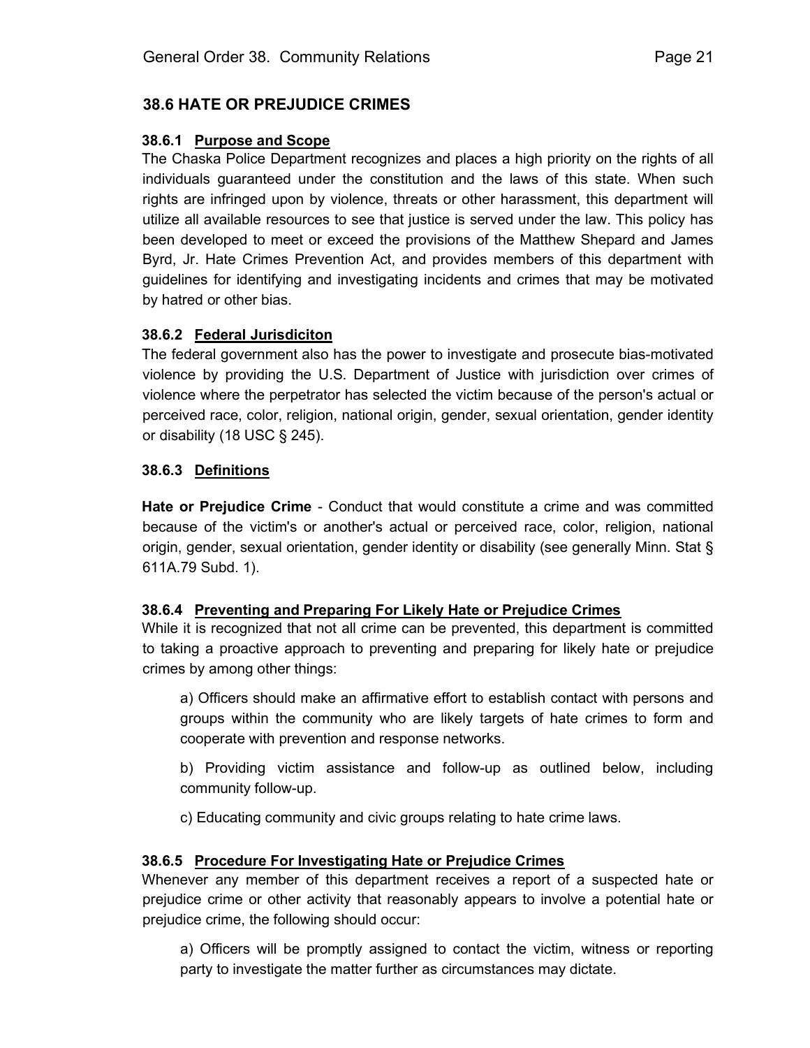## 38.6 HATE OR PREJUDICE CRIMES

### 38.6.1 Purpose and Scope

The Chaska Police Department recognizes and places a high priority on the rights of all individuals guaranteed under the constitution and the laws of this state. When such rights are infringed upon by violence, threats or other harassment, this department will utilize all available resources to see that justice is served under the law. This policy has been developed to meet or exceed the provisions of the Matthew Shepard and James Byrd, Jr. Hate Crimes Prevention Act, and provides members of this department with guidelines for identifying and investigating incidents and crimes that may be motivated by hatred or other bias.

### 38.6.2 Federal Jurisdiciton

The federal government also has the power to investigate and prosecute bias-motivated violence by providing the U.S. Department of Justice with jurisdiction over crimes of violence where the perpetrator has selected the victim because of the person's actual or perceived race, color, religion, national origin, gender, sexual orientation, gender identity or disability (18 USC § 245).

### 38.6.3 Definitions

**Hate or Prejudice Crime** - Conduct that would constitute a crime and was committed because of the victim's or another's actual or perceived race, color, religion, national origin, gender, sexual orientation, gender identity or disability (see generally Minn. Stat § 611A.79 Subd. 1).

### 38.6.4 Preventing and Preparing For Likely Hate or Prejudice Crimes

While it is recognized that not all crime can be prevented, this department is committed to taking a proactive approach to preventing and preparing for likely hate or prejudice crimes by among other things:

a) Officers should make an affirmative effort to establish contact with persons and groups within the community who are likely targets of hate crimes to form and cooperate with prevention and response networks.

b) Providing victim assistance and follow-up as outlined below, including community follow-up.

c) Educating community and civic groups relating to hate crime laws.

### 38.6.5 Procedure For Investigating Hate or Prejudice Crimes

Whenever any member of this department receives a report of a suspected hate or prejudice crime or other activity that reasonably appears to involve a potential hate or prejudice crime, the following should occur:

a) Officers will be promptly assigned to contact the victim, witness or reporting party to investigate the matter further as circumstances may dictate.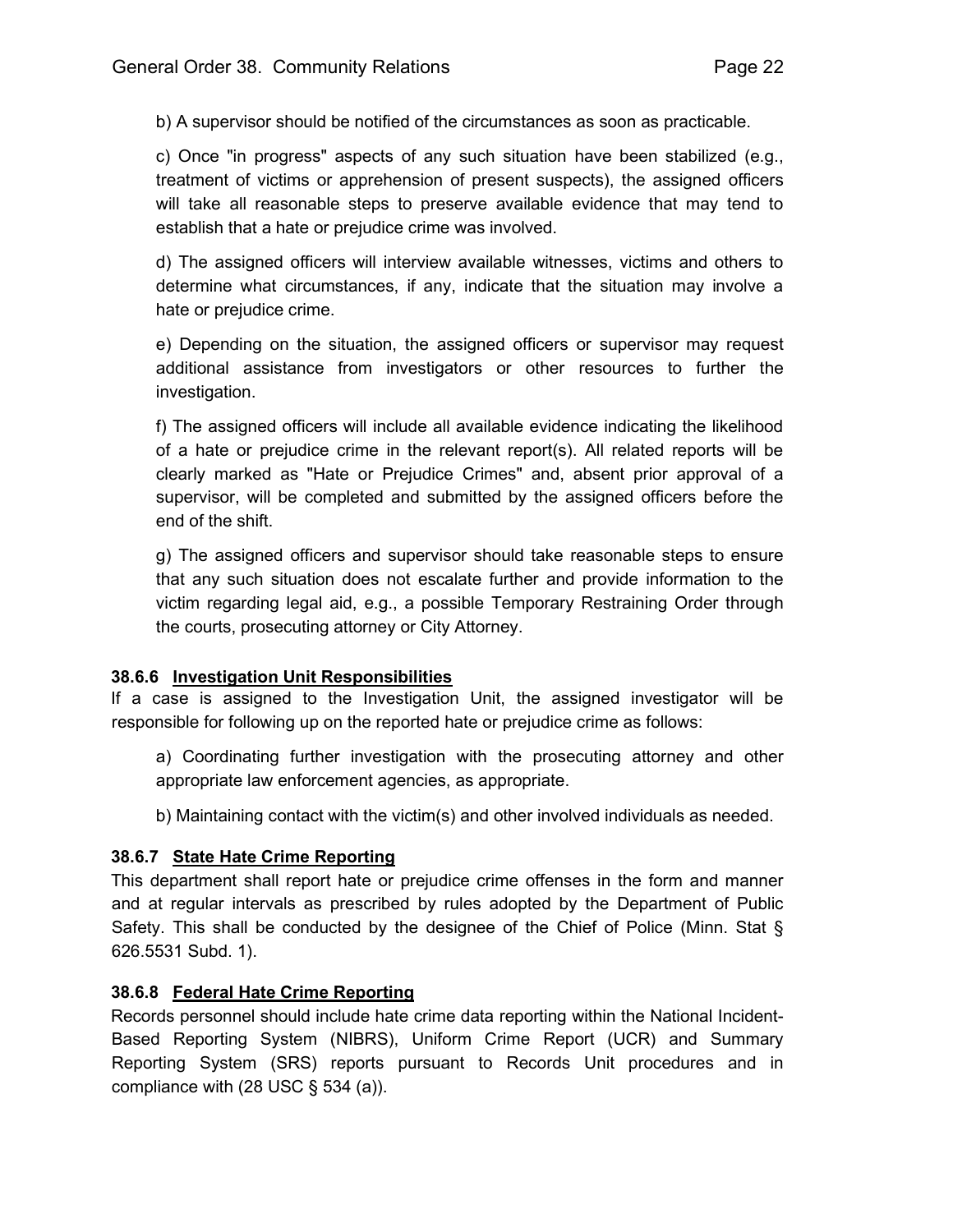b) A supervisor should be notified of the circumstances as soon as practicable.

c) Once "in progress" aspects of any such situation have been stabilized (e.g., treatment of victims or apprehension of present suspects), the assigned officers will take all reasonable steps to preserve available evidence that may tend to establish that a hate or prejudice crime was involved.

d) The assigned officers will interview available witnesses, victims and others to determine what circumstances, if any, indicate that the situation may involve a hate or prejudice crime.

e) Depending on the situation, the assigned officers or supervisor may request additional assistance from investigators or other resources to further the investigation.

f) The assigned officers will include all available evidence indicating the likelihood of a hate or prejudice crime in the relevant report(s). All related reports will be clearly marked as "Hate or Prejudice Crimes" and, absent prior approval of a supervisor, will be completed and submitted by the assigned officers before the end of the shift.

g) The assigned officers and supervisor should take reasonable steps to ensure that any such situation does not escalate further and provide information to the victim regarding legal aid, e.g., a possible Temporary Restraining Order through the courts, prosecuting attorney or City Attorney.

#### 38.6.6 <u>Investigation Unit Responsibilities</u>

If a case is assigned to the Investigation Unit, the assigned investigator will be responsible for following up on the reported hate or prejudice crime as follows:

a) Coordinating further investigation with the prosecuting attorney and other appropriate law enforcement agencies, as appropriate.

b) Maintaining contact with the victim(s) and other involved individuals as needed.

#### 38.6.7 <u>State Hate Crime Reporting</u>

This department shall report hate or prejudice crime offenses in the form and manner and at regular intervals as prescribed by rules adopted by the Department of Public Safety. This shall be conducted by the designee of the Chief of Police (Minn. Stat § 626.5531 Subd. 1).

#### 38.6.8 <u>Federal Hate Crime Reporting</u>

Records personnel should include hate crime data reporting within the National Incident-Based Reporting System (NIBRS), Uniform Crime Report (UCR) and Summary Reporting System (SRS) reports pursuant to Records Unit procedures and in compliance with (28 USC § 534 (a)).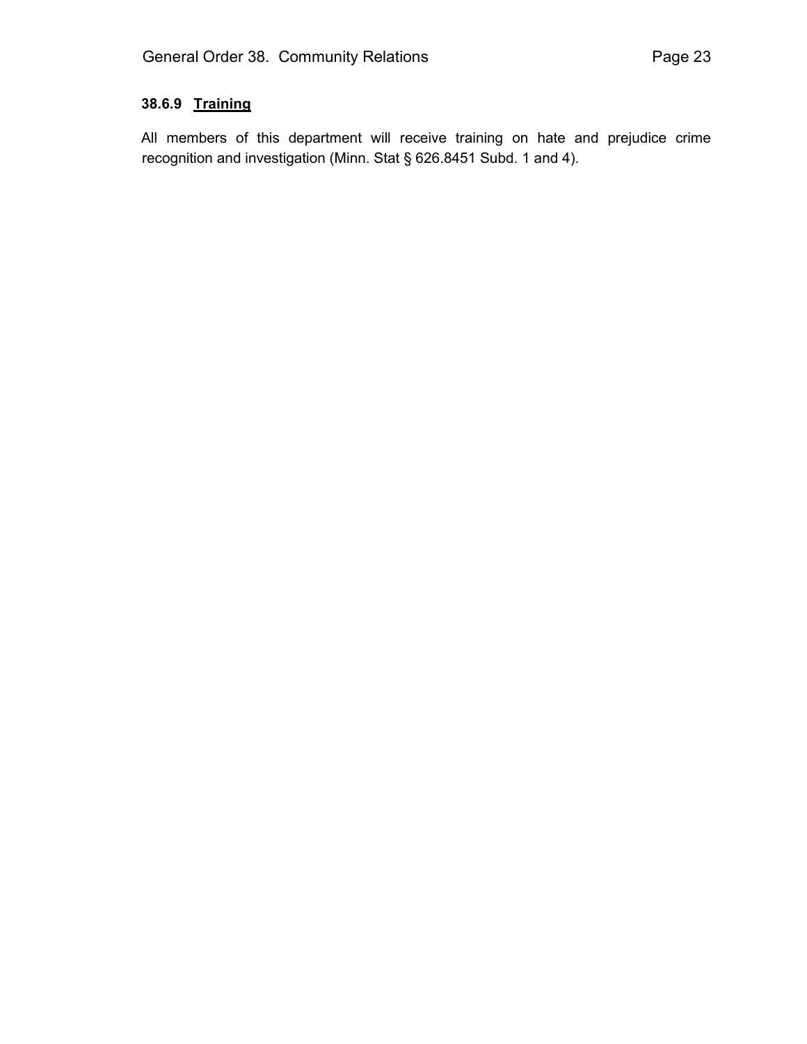### 38.6.9 Training

All members of this department will receive training on hate and prejudice crime recognition and investigation (Minn. Stat § 626.8451 Subd. 1 and 4).